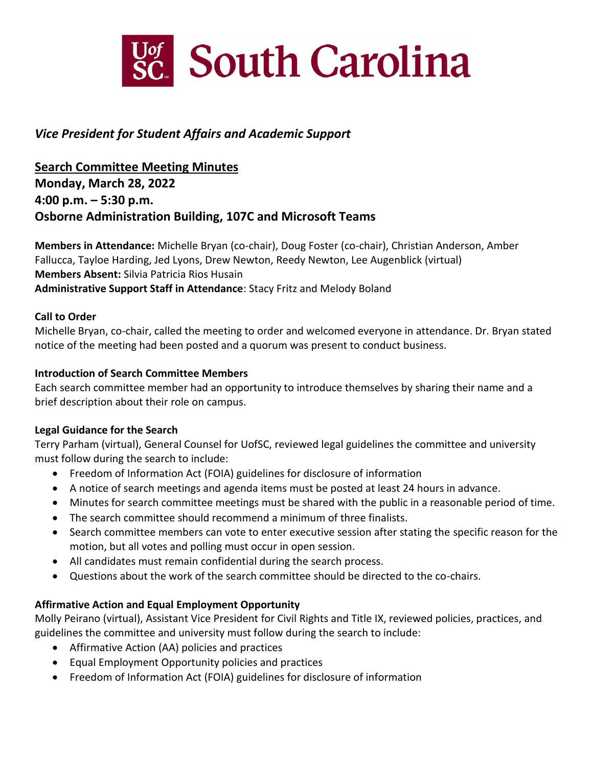# UofSC South Carolina

*Vice President for Student Affairs and Academic Support*

## Search Committee Meeting Minutes

**Monday, March 28, 2022**
**4:00 p.m. – 5:30 p.m.**
**Osborne Administration Building, 107C and Microsoft Teams**

**Members in Attendance:** Michelle Bryan (co-chair), Doug Foster (co-chair), Christian Anderson, Amber Fallucca, Tayloe Harding, Jed Lyons, Drew Newton, Reedy Newton, Lee Augenblick (virtual)
**Members Absent:** Silvia Patricia Rios Husain
**Administrative Support Staff in Attendance**: Stacy Fritz and Melody Boland

### Call to Order

Michelle Bryan, co-chair, called the meeting to order and welcomed everyone in attendance. Dr. Bryan stated notice of the meeting had been posted and a quorum was present to conduct business.

### Introduction of Search Committee Members

Each search committee member had an opportunity to introduce themselves by sharing their name and a brief description about their role on campus.

### Legal Guidance for the Search

Terry Parham (virtual), General Counsel for UofSC, reviewed legal guidelines the committee and university must follow during the search to include:

- Freedom of Information Act (FOIA) guidelines for disclosure of information
- A notice of search meetings and agenda items must be posted at least 24 hours in advance.
- Minutes for search committee meetings must be shared with the public in a reasonable period of time.
- The search committee should recommend a minimum of three finalists.
- Search committee members can vote to enter executive session after stating the specific reason for the motion, but all votes and polling must occur in open session.
- All candidates must remain confidential during the search process.
- Questions about the work of the search committee should be directed to the co-chairs.

### Affirmative Action and Equal Employment Opportunity

Molly Peirano (virtual), Assistant Vice President for Civil Rights and Title IX, reviewed policies, practices, and guidelines the committee and university must follow during the search to include:

- Affirmative Action (AA) policies and practices
- Equal Employment Opportunity policies and practices
- Freedom of Information Act (FOIA) guidelines for disclosure of information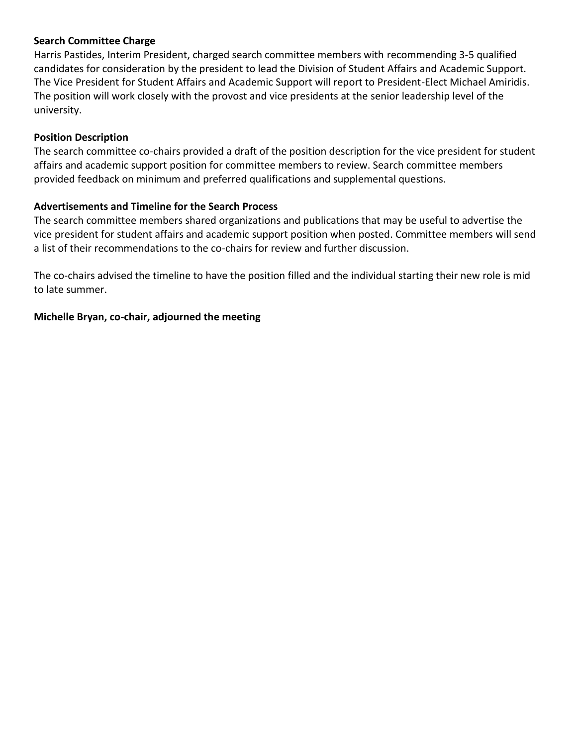**Search Committee Charge**

Harris Pastides, Interim President, charged search committee members with recommending 3-5 qualified candidates for consideration by the president to lead the Division of Student Affairs and Academic Support. The Vice President for Student Affairs and Academic Support will report to President-Elect Michael Amiridis. The position will work closely with the provost and vice presidents at the senior leadership level of the university.

**Position Description**

The search committee co-chairs provided a draft of the position description for the vice president for student affairs and academic support position for committee members to review. Search committee members provided feedback on minimum and preferred qualifications and supplemental questions.

**Advertisements and Timeline for the Search Process**

The search committee members shared organizations and publications that may be useful to advertise the vice president for student affairs and academic support position when posted. Committee members will send a list of their recommendations to the co-chairs for review and further discussion.

The co-chairs advised the timeline to have the position filled and the individual starting their new role is mid to late summer.

**Michelle Bryan, co-chair, adjourned the meeting**